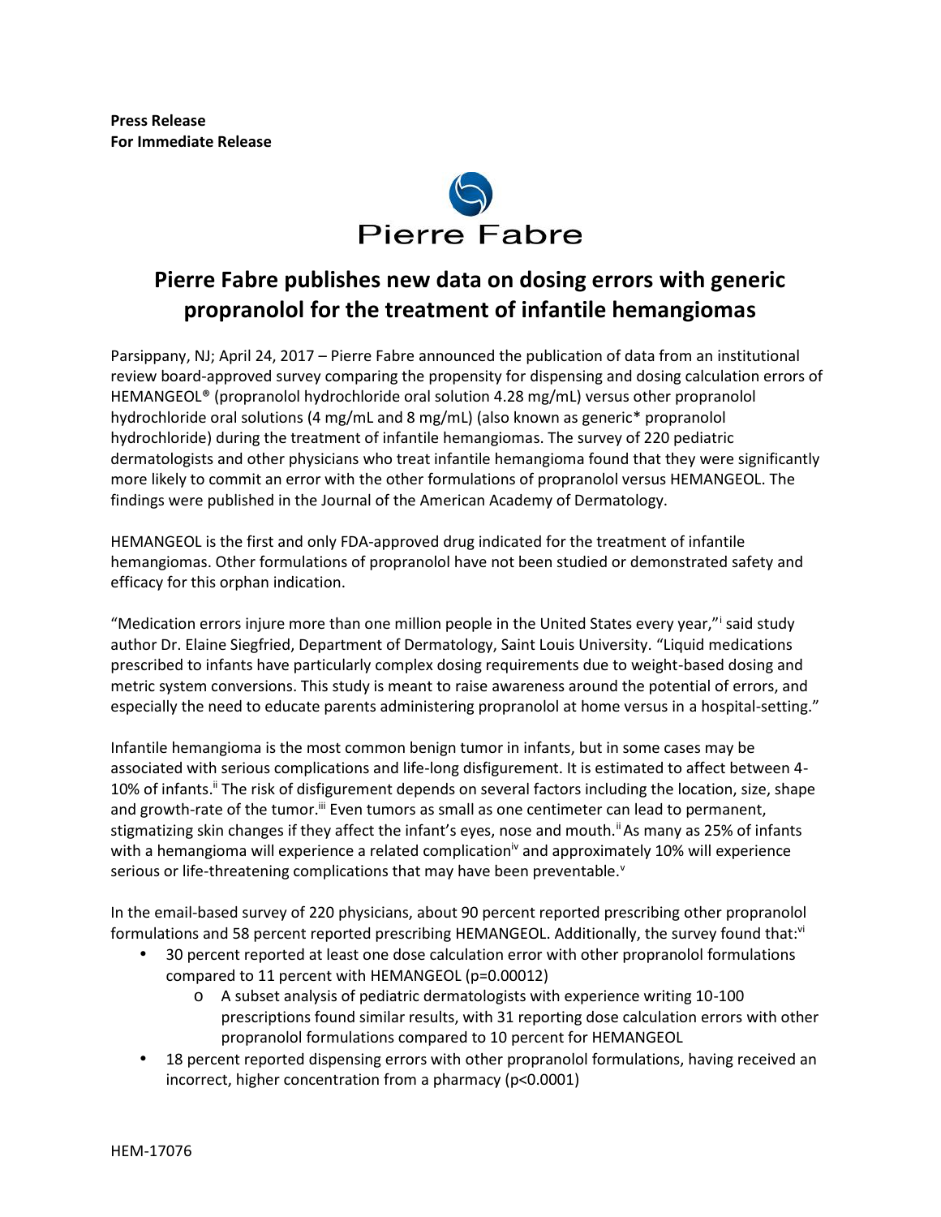**Press Release**
**For Immediate Release**

Pierre Fabre

# Pierre Fabre publishes new data on dosing errors with generic propranolol for the treatment of infantile hemangiomas

Parsippany, NJ; April 24, 2017 – Pierre Fabre announced the publication of data from an institutional review board-approved survey comparing the propensity for dispensing and dosing calculation errors of HEMANGEOL® (propranolol hydrochloride oral solution 4.28 mg/mL) versus other propranolol hydrochloride oral solutions (4 mg/mL and 8 mg/mL) (also known as generic* propranolol hydrochloride) during the treatment of infantile hemangiomas. The survey of 220 pediatric dermatologists and other physicians who treat infantile hemangioma found that they were significantly more likely to commit an error with the other formulations of propranolol versus HEMANGEOL. The findings were published in the Journal of the American Academy of Dermatology.

HEMANGEOL is the first and only FDA-approved drug indicated for the treatment of infantile hemangiomas. Other formulations of propranolol have not been studied or demonstrated safety and efficacy for this orphan indication.

"Medication errors injure more than one million people in the United States every year,"[i] said study author Dr. Elaine Siegfried, Department of Dermatology, Saint Louis University. "Liquid medications prescribed to infants have particularly complex dosing requirements due to weight-based dosing and metric system conversions. This study is meant to raise awareness around the potential of errors, and especially the need to educate parents administering propranolol at home versus in a hospital-setting."

Infantile hemangioma is the most common benign tumor in infants, but in some cases may be associated with serious complications and life-long disfigurement. It is estimated to affect between 4-10% of infants.[ii] The risk of disfigurement depends on several factors including the location, size, shape and growth-rate of the tumor.[iii] Even tumors as small as one centimeter can lead to permanent, stigmatizing skin changes if they affect the infant's eyes, nose and mouth.[ii] As many as 25% of infants with a hemangioma will experience a related complication[iv] and approximately 10% will experience serious or life-threatening complications that may have been preventable.[v]

In the email-based survey of 220 physicians, about 90 percent reported prescribing other propranolol formulations and 58 percent reported prescribing HEMANGEOL. Additionally, the survey found that:[vi]

- 30 percent reported at least one dose calculation error with other propranolol formulations compared to 11 percent with HEMANGEOL ($p=0.00012$)
  - A subset analysis of pediatric dermatologists with experience writing 10-100 prescriptions found similar results, with 31 reporting dose calculation errors with other propranolol formulations compared to 10 percent for HEMANGEOL
- 18 percent reported dispensing errors with other propranolol formulations, having received an incorrect, higher concentration from a pharmacy ($p<0.0001$)

HEM-17076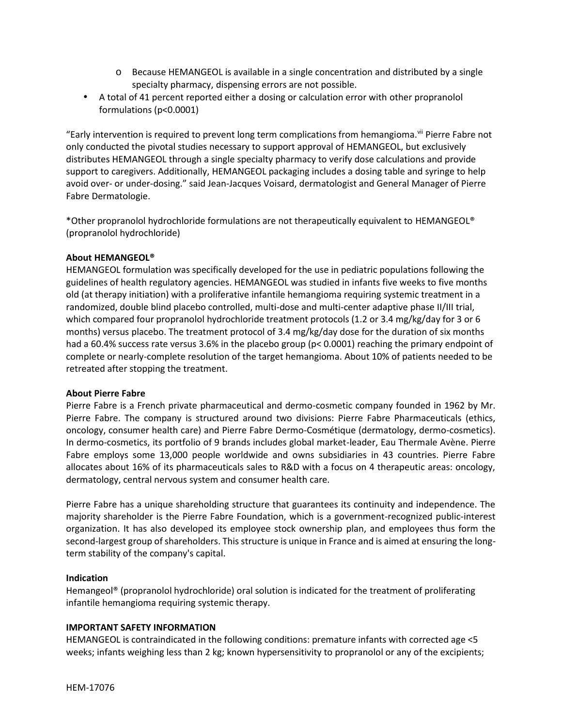- Because HEMANGEOL is available in a single concentration and distributed by a single specialty pharmacy, dispensing errors are not possible.
- A total of 41 percent reported either a dosing or calculation error with other propranolol formulations ($p<0.0001$)

"Early intervention is required to prevent long term complications from hemangioma.[vii] Pierre Fabre not only conducted the pivotal studies necessary to support approval of HEMANGEOL, but exclusively distributes HEMANGEOL through a single specialty pharmacy to verify dose calculations and provide support to caregivers. Additionally, HEMANGEOL packaging includes a dosing table and syringe to help avoid over- or under-dosing." said Jean-Jacques Voisard, dermatologist and General Manager of Pierre Fabre Dermatologie.

*Other propranolol hydrochloride formulations are not therapeutically equivalent to HEMANGEOL® (propranolol hydrochloride)

**About HEMANGEOL®**

HEMANGEOL formulation was specifically developed for the use in pediatric populations following the guidelines of health regulatory agencies. HEMANGEOL was studied in infants five weeks to five months old (at therapy initiation) with a proliferative infantile hemangioma requiring systemic treatment in a randomized, double blind placebo controlled, multi-dose and multi-center adaptive phase II/III trial, which compared four propranolol hydrochloride treatment protocols (1.2 or 3.4 mg/kg/day for 3 or 6 months) versus placebo. The treatment protocol of 3.4 mg/kg/day dose for the duration of six months had a 60.4% success rate versus 3.6% in the placebo group ($p< 0.0001$) reaching the primary endpoint of complete or nearly-complete resolution of the target hemangioma. About 10% of patients needed to be retreated after stopping the treatment.

**About Pierre Fabre**

Pierre Fabre is a French private pharmaceutical and dermo-cosmetic company founded in 1962 by Mr. Pierre Fabre. The company is structured around two divisions: Pierre Fabre Pharmaceuticals (ethics, oncology, consumer health care) and Pierre Fabre Dermo-Cosmétique (dermatology, dermo-cosmetics). In dermo-cosmetics, its portfolio of 9 brands includes global market-leader, Eau Thermale Avène. Pierre Fabre employs some 13,000 people worldwide and owns subsidiaries in 43 countries. Pierre Fabre allocates about 16% of its pharmaceuticals sales to R&D with a focus on 4 therapeutic areas: oncology, dermatology, central nervous system and consumer health care.

Pierre Fabre has a unique shareholding structure that guarantees its continuity and independence. The majority shareholder is the Pierre Fabre Foundation, which is a government-recognized public-interest organization. It has also developed its employee stock ownership plan, and employees thus form the second-largest group of shareholders. This structure is unique in France and is aimed at ensuring the long-term stability of the company's capital.

**Indication**

Hemangeol® (propranolol hydrochloride) oral solution is indicated for the treatment of proliferating infantile hemangioma requiring systemic therapy.

**IMPORTANT SAFETY INFORMATION**

HEMANGEOL is contraindicated in the following conditions: premature infants with corrected age <5 weeks; infants weighing less than 2 kg; known hypersensitivity to propranolol or any of the excipients;

HEM-17076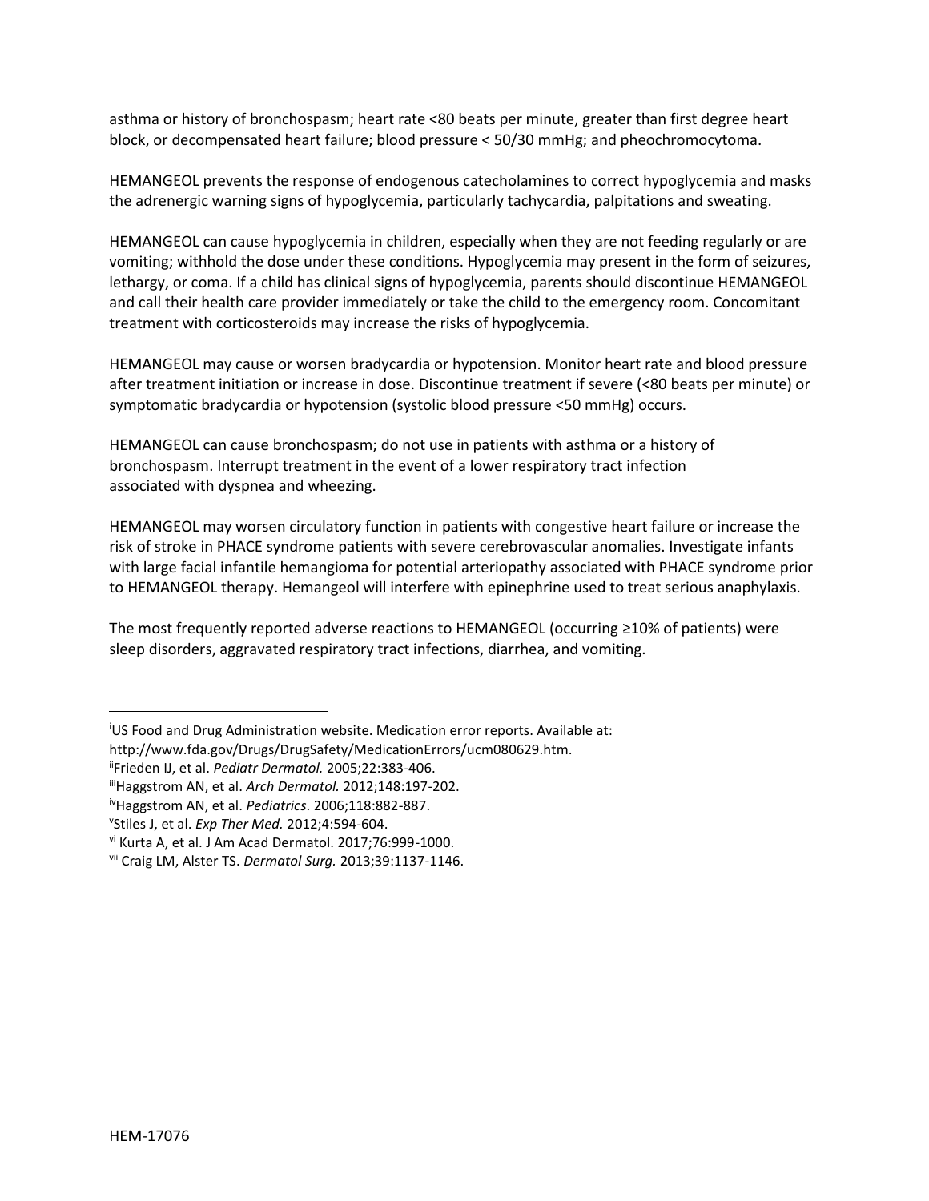asthma or history of bronchospasm; heart rate <80 beats per minute, greater than first degree heart block, or decompensated heart failure; blood pressure < 50/30 mmHg; and pheochromocytoma.

HEMANGEOL prevents the response of endogenous catecholamines to correct hypoglycemia and masks the adrenergic warning signs of hypoglycemia, particularly tachycardia, palpitations and sweating.

HEMANGEOL can cause hypoglycemia in children, especially when they are not feeding regularly or are vomiting; withhold the dose under these conditions. Hypoglycemia may present in the form of seizures, lethargy, or coma. If a child has clinical signs of hypoglycemia, parents should discontinue HEMANGEOL and call their health care provider immediately or take the child to the emergency room. Concomitant treatment with corticosteroids may increase the risks of hypoglycemia.

HEMANGEOL may cause or worsen bradycardia or hypotension. Monitor heart rate and blood pressure after treatment initiation or increase in dose. Discontinue treatment if severe (<80 beats per minute) or symptomatic bradycardia or hypotension (systolic blood pressure <50 mmHg) occurs.

HEMANGEOL can cause bronchospasm; do not use in patients with asthma or a history of bronchospasm. Interrupt treatment in the event of a lower respiratory tract infection associated with dyspnea and wheezing.

HEMANGEOL may worsen circulatory function in patients with congestive heart failure or increase the risk of stroke in PHACE syndrome patients with severe cerebrovascular anomalies. Investigate infants with large facial infantile hemangioma for potential arteriopathy associated with PHACE syndrome prior to HEMANGEOL therapy. Hemangeol will interfere with epinephrine used to treat serious anaphylaxis.

The most frequently reported adverse reactions to HEMANGEOL (occurring ≥10% of patients) were sleep disorders, aggravated respiratory tract infections, diarrhea, and vomiting.

---

[i] US Food and Drug Administration website. Medication error reports. Available at: http://www.fda.gov/Drugs/DrugSafety/MedicationErrors/ucm080629.htm.

[ii] Frieden IJ, et al. *Pediatr Dermatol.* 2005;22:383-406.

[iii] Haggstrom AN, et al. *Arch Dermatol.* 2012;148:197-202.

[iv] Haggstrom AN, et al. *Pediatrics*. 2006;118:882-887.

[v] Stiles J, et al. *Exp Ther Med.* 2012;4:594-604.

[vi] Kurta A, et al. J Am Acad Dermatol. 2017;76:999-1000.

[vii] Craig LM, Alster TS. *Dermatol Surg.* 2013;39:1137-1146.

HEM-17076